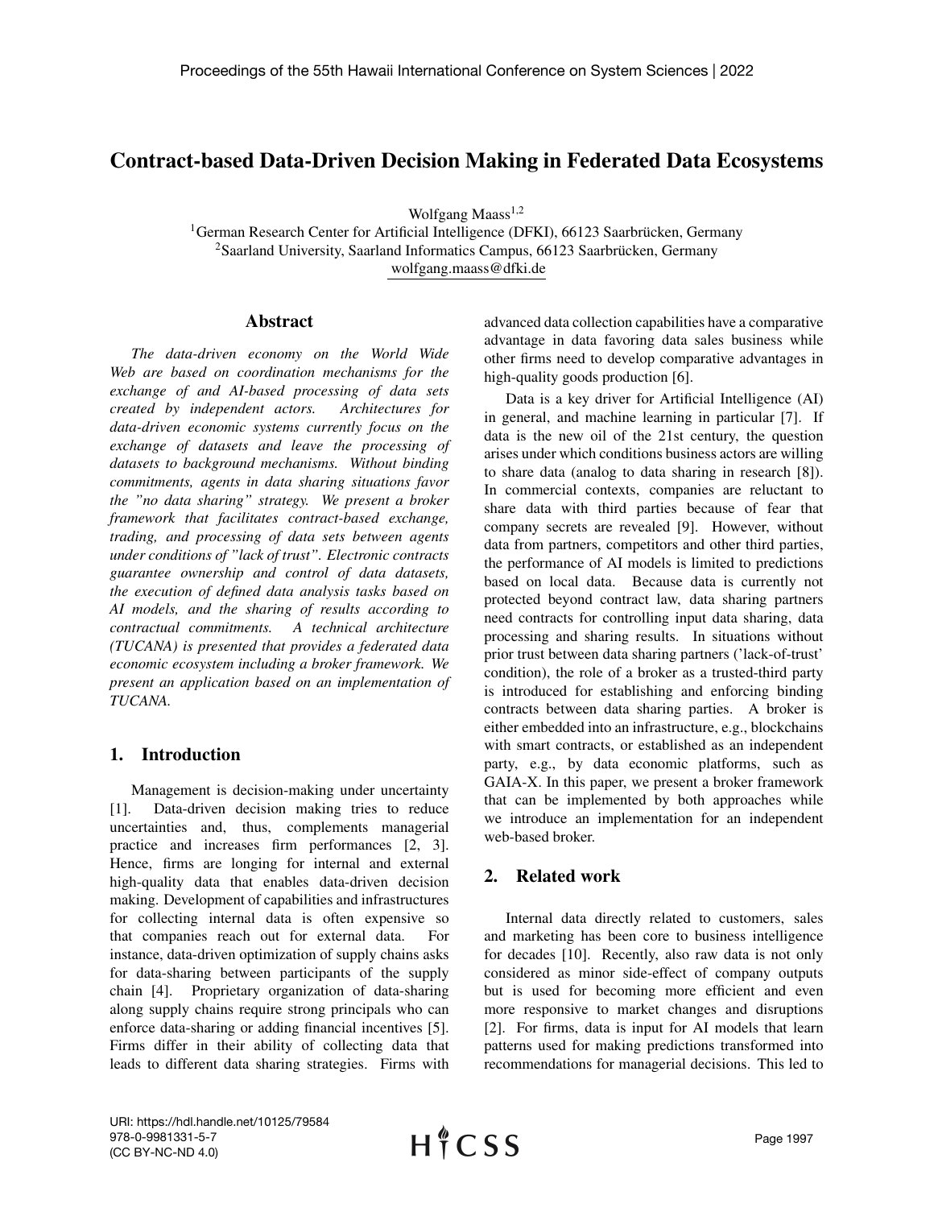# Contract-based Data-Driven Decision Making in Federated Data Ecosystems

Wolfgang Maass[1,2]

[1]German Research Center for Artificial Intelligence (DFKI), 66123 Saarbrücken, Germany
[2]Saarland University, Saarland Informatics Campus, 66123 Saarbrücken, Germany
wolfgang.maass@dfki.de

## Abstract

*The data-driven economy on the World Wide Web are based on coordination mechanisms for the exchange of and AI-based processing of data sets created by independent actors. Architectures for data-driven economic systems currently focus on the exchange of datasets and leave the processing of datasets to background mechanisms. Without binding commitments, agents in data sharing situations favor the "no data sharing" strategy. We present a broker framework that facilitates contract-based exchange, trading, and processing of data sets between agents under conditions of "lack of trust". Electronic contracts guarantee ownership and control of data datasets, the execution of defined data analysis tasks based on AI models, and the sharing of results according to contractual commitments. A technical architecture (TUCANA) is presented that provides a federated data economic ecosystem including a broker framework. We present an application based on an implementation of TUCANA.*

## 1. Introduction

Management is decision-making under uncertainty [1]. Data-driven decision making tries to reduce uncertainties and, thus, complements managerial practice and increases firm performances [2, 3]. Hence, firms are longing for internal and external high-quality data that enables data-driven decision making. Development of capabilities and infrastructures for collecting internal data is often expensive so that companies reach out for external data. For instance, data-driven optimization of supply chains asks for data-sharing between participants of the supply chain [4]. Proprietary organization of data-sharing along supply chains require strong principals who can enforce data-sharing or adding financial incentives [5]. Firms differ in their ability of collecting data that leads to different data sharing strategies. Firms with advanced data collection capabilities have a comparative advantage in data favoring data sales business while other firms need to develop comparative advantages in high-quality goods production [6].

Data is a key driver for Artificial Intelligence (AI) in general, and machine learning in particular [7]. If data is the new oil of the 21st century, the question arises under which conditions business actors are willing to share data (analog to data sharing in research [8]). In commercial contexts, companies are reluctant to share data with third parties because of fear that company secrets are revealed [9]. However, without data from partners, competitors and other third parties, the performance of AI models is limited to predictions based on local data. Because data is currently not protected beyond contract law, data sharing partners need contracts for controlling input data sharing, data processing and sharing results. In situations without prior trust between data sharing partners ('lack-of-trust' condition), the role of a broker as a trusted-third party is introduced for establishing and enforcing binding contracts between data sharing parties. A broker is either embedded into an infrastructure, e.g., blockchains with smart contracts, or established as an independent party, e.g., by data economic platforms, such as GAIA-X. In this paper, we present a broker framework that can be implemented by both approaches while we introduce an implementation for an independent web-based broker.

## 2. Related work

Internal data directly related to customers, sales and marketing has been core to business intelligence for decades [10]. Recently, also raw data is not only considered as minor side-effect of company outputs but is used for becoming more efficient and even more responsive to market changes and disruptions [2]. For firms, data is input for AI models that learn patterns used for making predictions transformed into recommendations for managerial decisions. This led to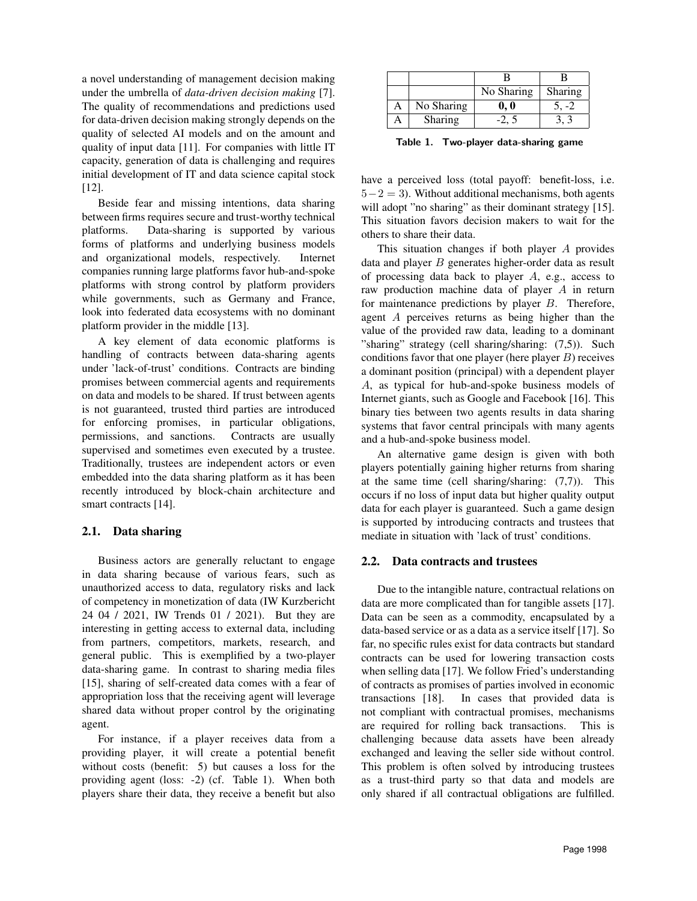a novel understanding of management decision making under the umbrella of *data-driven decision making* [7]. The quality of recommendations and predictions used for data-driven decision making strongly depends on the quality of selected AI models and on the amount and quality of input data [11]. For companies with little IT capacity, generation of data is challenging and requires initial development of IT and data science capital stock [12].

Beside fear and missing intentions, data sharing between firms requires secure and trust-worthy technical platforms. Data-sharing is supported by various forms of platforms and underlying business models and organizational models, respectively. Internet companies running large platforms favor hub-and-spoke platforms with strong control by platform providers while governments, such as Germany and France, look into federated data ecosystems with no dominant platform provider in the middle [13].

A key element of data economic platforms is handling of contracts between data-sharing agents under 'lack-of-trust' conditions. Contracts are binding promises between commercial agents and requirements on data and models to be shared. If trust between agents is not guaranteed, trusted third parties are introduced for enforcing promises, in particular obligations, permissions, and sanctions. Contracts are usually supervised and sometimes even executed by a trustee. Traditionally, trustees are independent actors or even embedded into the data sharing platform as it has been recently introduced by block-chain architecture and smart contracts [14].

## 2.1. Data sharing

Business actors are generally reluctant to engage in data sharing because of various fears, such as unauthorized access to data, regulatory risks and lack of competency in monetization of data (IW Kurzbericht 24 04 / 2021, IW Trends 01 / 2021). But they are interesting in getting access to external data, including from partners, competitors, markets, research, and general public. This is exemplified by a two-player data-sharing game. In contrast to sharing media files [15], sharing of self-created data comes with a fear of appropriation loss that the receiving agent will leverage shared data without proper control by the originating agent.

For instance, if a player receives data from a providing player, it will create a potential benefit without costs (benefit: 5) but causes a loss for the providing agent (loss: -2) (cf. Table 1). When both players share their data, they receive a benefit but also

| | | B | B |
|---|---|---|---|
| | | No Sharing | Sharing |
| A | No Sharing | **0, 0** | 5, -2 |
| A | Sharing | -2, 5 | 3, 3 |

**Table 1. Two-player data-sharing game**

have a perceived loss (total payoff: benefit-loss, i.e. $5-2=3$). Without additional mechanisms, both agents will adopt "no sharing" as their dominant strategy [15]. This situation favors decision makers to wait for the others to share their data.

This situation changes if both player $A$ provides data and player $B$ generates higher-order data as result of processing data back to player $A$, e.g., access to raw production machine data of player $A$ in return for maintenance predictions by player $B$. Therefore, agent $A$ perceives returns as being higher than the value of the provided raw data, leading to a dominant "sharing" strategy (cell sharing/sharing: (7,5)). Such conditions favor that one player (here player $B$) receives a dominant position (principal) with a dependent player $A$, as typical for hub-and-spoke business models of Internet giants, such as Google and Facebook [16]. This binary ties between two agents results in data sharing systems that favor central principals with many agents and a hub-and-spoke business model.

An alternative game design is given with both players potentially gaining higher returns from sharing at the same time (cell sharing/sharing: (7,7)). This occurs if no loss of input data but higher quality output data for each player is guaranteed. Such a game design is supported by introducing contracts and trustees that mediate in situation with 'lack of trust' conditions.

## 2.2. Data contracts and trustees

Due to the intangible nature, contractual relations on data are more complicated than for tangible assets [17]. Data can be seen as a commodity, encapsulated by a data-based service or as a data as a service itself [17]. So far, no specific rules exist for data contracts but standard contracts can be used for lowering transaction costs when selling data [17]. We follow Fried's understanding of contracts as promises of parties involved in economic transactions [18]. In cases that provided data is not compliant with contractual promises, mechanisms are required for rolling back transactions. This is challenging because data assets have been already exchanged and leaving the seller side without control. This problem is often solved by introducing trustees as a trust-third party so that data and models are only shared if all contractual obligations are fulfilled.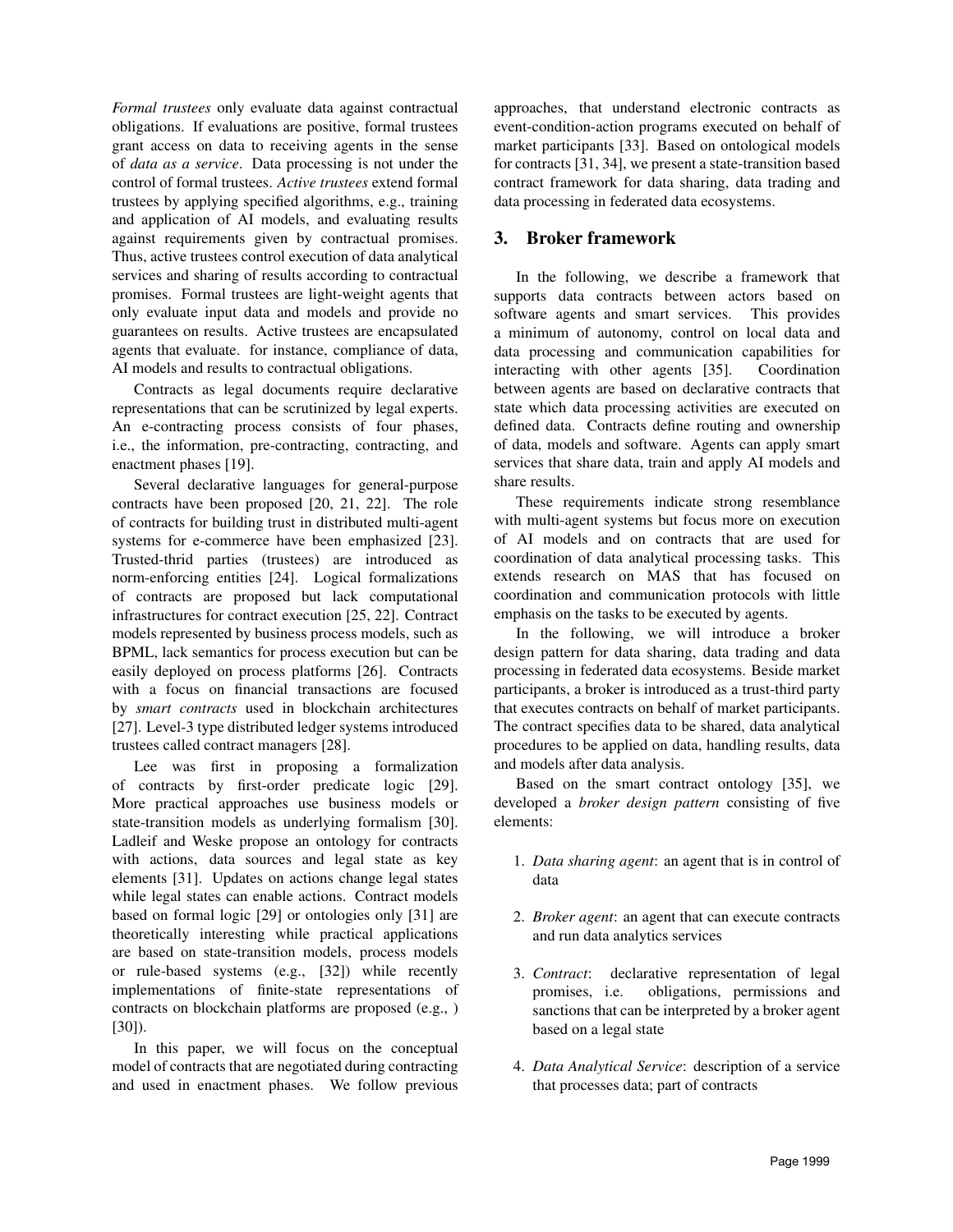*Formal trustees* only evaluate data against contractual obligations. If evaluations are positive, formal trustees grant access on data to receiving agents in the sense of *data as a service*. Data processing is not under the control of formal trustees. *Active trustees* extend formal trustees by applying specified algorithms, e.g., training and application of AI models, and evaluating results against requirements given by contractual promises. Thus, active trustees control execution of data analytical services and sharing of results according to contractual promises. Formal trustees are light-weight agents that only evaluate input data and models and provide no guarantees on results. Active trustees are encapsulated agents that evaluate. for instance, compliance of data, AI models and results to contractual obligations.

Contracts as legal documents require declarative representations that can be scrutinized by legal experts. An e-contracting process consists of four phases, i.e., the information, pre-contracting, contracting, and enactment phases [19].

Several declarative languages for general-purpose contracts have been proposed [20, 21, 22]. The role of contracts for building trust in distributed multi-agent systems for e-commerce have been emphasized [23]. Trusted-thrid parties (trustees) are introduced as norm-enforcing entities [24]. Logical formalizations of contracts are proposed but lack computational infrastructures for contract execution [25, 22]. Contract models represented by business process models, such as BPML, lack semantics for process execution but can be easily deployed on process platforms [26]. Contracts with a focus on financial transactions are focused by *smart contracts* used in blockchain architectures [27]. Level-3 type distributed ledger systems introduced trustees called contract managers [28].

Lee was first in proposing a formalization of contracts by first-order predicate logic [29]. More practical approaches use business models or state-transition models as underlying formalism [30]. Ladleif and Weske propose an ontology for contracts with actions, data sources and legal state as key elements [31]. Updates on actions change legal states while legal states can enable actions. Contract models based on formal logic [29] or ontologies only [31] are theoretically interesting while practical applications are based on state-transition models, process models or rule-based systems (e.g., [32]) while recently implementations of finite-state representations of contracts on blockchain platforms are proposed (e.g., ) [30]).

In this paper, we will focus on the conceptual model of contracts that are negotiated during contracting and used in enactment phases. We follow previous approaches, that understand electronic contracts as event-condition-action programs executed on behalf of market participants [33]. Based on ontological models for contracts [31, 34], we present a state-transition based contract framework for data sharing, data trading and data processing in federated data ecosystems.

## 3. Broker framework

In the following, we describe a framework that supports data contracts between actors based on software agents and smart services. This provides a minimum of autonomy, control on local data and data processing and communication capabilities for interacting with other agents [35]. Coordination between agents are based on declarative contracts that state which data processing activities are executed on defined data. Contracts define routing and ownership of data, models and software. Agents can apply smart services that share data, train and apply AI models and share results.

These requirements indicate strong resemblance with multi-agent systems but focus more on execution of AI models and on contracts that are used for coordination of data analytical processing tasks. This extends research on MAS that has focused on coordination and communication protocols with little emphasis on the tasks to be executed by agents.

In the following, we will introduce a broker design pattern for data sharing, data trading and data processing in federated data ecosystems. Beside market participants, a broker is introduced as a trust-third party that executes contracts on behalf of market participants. The contract specifies data to be shared, data analytical procedures to be applied on data, handling results, data and models after data analysis.

Based on the smart contract ontology [35], we developed a *broker design pattern* consisting of five elements:

1. *Data sharing agent*: an agent that is in control of data
2. *Broker agent*: an agent that can execute contracts and run data analytics services
3. *Contract*: declarative representation of legal promises, i.e. obligations, permissions and sanctions that can be interpreted by a broker agent based on a legal state
4. *Data Analytical Service*: description of a service that processes data; part of contracts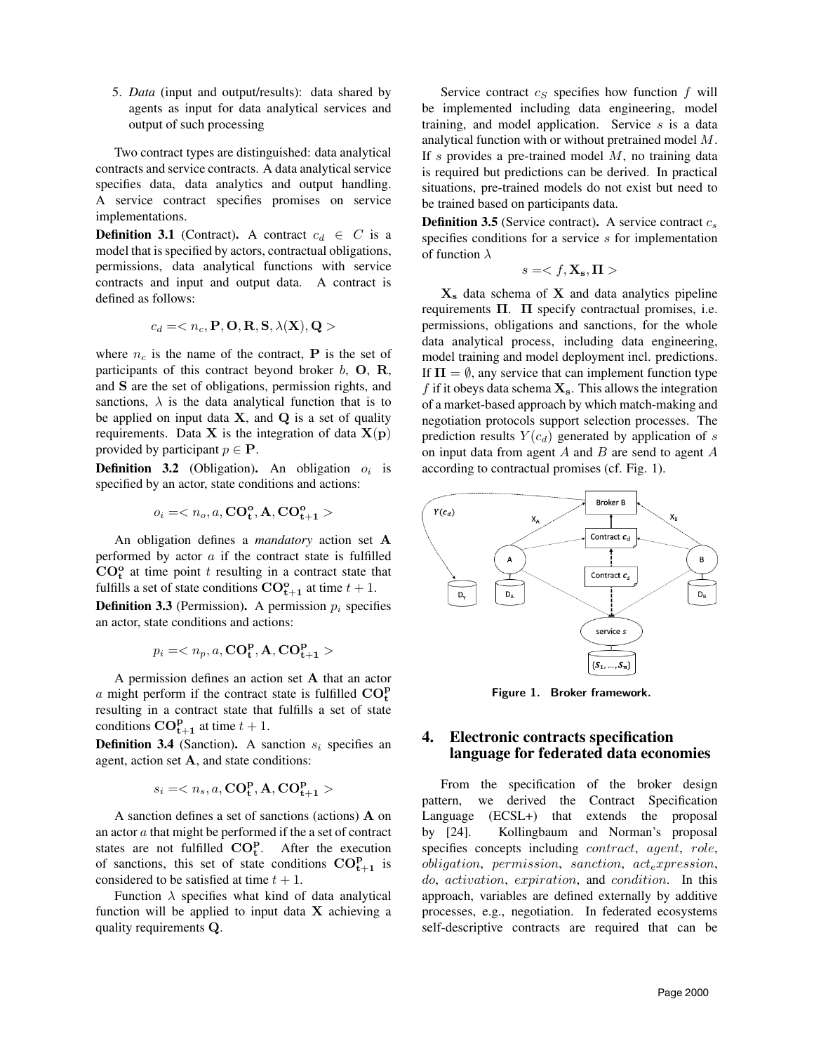5. *Data* (input and output/results): data shared by agents as input for data analytical services and output of such processing

Two contract types are distinguished: data analytical contracts and service contracts. A data analytical service specifies data, data analytics and output handling. A service contract specifies promises on service implementations.

**Definition 3.1** (Contract)**.** A contract $c_d \in C$ is a model that is specified by actors, contractual obligations, permissions, data analytical functions with service contracts and input and output data. A contract is defined as follows:

$$c_d =< n_c, \mathbf{P}, \mathbf{O}, \mathbf{R}, \mathbf{S}, \lambda(\mathbf{X}), \mathbf{Q} >$$

where $n_c$ is the name of the contract, $\mathbf{P}$ is the set of participants of this contract beyond broker $b$, $\mathbf{O}$, $\mathbf{R}$, and $\mathbf{S}$ are the set of obligations, permission rights, and sanctions, $\lambda$ is the data analytical function that is to be applied on input data $\mathbf{X}$, and $\mathbf{Q}$ is a set of quality requirements. Data $\mathbf{X}$ is the integration of data $\mathbf{X}(\mathbf{p})$ provided by participant $p \in \mathbf{P}$.

**Definition 3.2** (Obligation)**.** An obligation $o_i$ is specified by an actor, state conditions and actions:

$$o_i =< n_o, a, \mathbf{CO^o_t}, \mathbf{A}, \mathbf{CO^o_{t+1}} >$$

An obligation defines a *mandatory* action set $\mathbf{A}$ performed by actor $a$ if the contract state is fulfilled $\mathbf{CO^o_t}$ at time point $t$ resulting in a contract state that fulfills a set of state conditions $\mathbf{CO^o_{t+1}}$ at time $t+1$.

**Definition 3.3** (Permission)**.** A permission $p_i$ specifies an actor, state conditions and actions:

$$p_i =< n_p, a, \mathbf{CO^P_t}, \mathbf{A}, \mathbf{CO^P_{t+1}} >$$

A permission defines an action set $\mathbf{A}$ that an actor $a$ might perform if the contract state is fulfilled $\mathbf{CO^P_t}$ resulting in a contract state that fulfills a set of state conditions $\mathbf{CO^P_{t+1}}$ at time $t+1$.

**Definition 3.4** (Sanction)**.** A sanction $s_i$ specifies an agent, action set $\mathbf{A}$, and state conditions:

$$s_i =< n_s, a, \mathbf{CO^P_t}, \mathbf{A}, \mathbf{CO^P_{t+1}} >$$

A sanction defines a set of sanctions (actions) $\mathbf{A}$ on an actor $a$ that might be performed if the a set of contract states are not fulfilled $\mathbf{CO^P_t}$. After the execution of sanctions, this set of state conditions $\mathbf{CO^P_{t+1}}$ is considered to be satisfied at time $t+1$.

Function $\lambda$ specifies what kind of data analytical function will be applied to input data $\mathbf{X}$ achieving a quality requirements $\mathbf{Q}$.

Service contract $c_S$ specifies how function $f$ will be implemented including data engineering, model training, and model application. Service $s$ is a data analytical function with or without pretrained model $M$. If $s$ provides a pre-trained model $M$, no training data is required but predictions can be derived. In practical situations, pre-trained models do not exist but need to be trained based on participants data.

**Definition 3.5** (Service contract)**.** A service contract $c_s$ specifies conditions for a service $s$ for implementation of function $\lambda$

$$s =< f, \mathbf{X_s}, \mathbf{\Pi} >$$

$\mathbf{X_s}$ data schema of $\mathbf{X}$ and data analytics pipeline requirements $\mathbf{\Pi}$. $\mathbf{\Pi}$ specify contractual promises, i.e. permissions, obligations and sanctions, for the whole data analytical process, including data engineering, model training and model deployment incl. predictions. If $\mathbf{\Pi} = \emptyset$, any service that can implement function type $f$ if it obeys data schema $\mathbf{X_s}$. This allows the integration of a market-based approach by which match-making and negotiation protocols support selection processes. The prediction results $Y(c_d)$ generated by application of $s$ on input data from agent $A$ and $B$ are send to agent $A$ according to contractual promises (cf. Fig. 1).

**Figure 1. Broker framework.**

## 4. Electronic contracts specification language for federated data economies

From the specification of the broker design pattern, we derived the Contract Specification Language (ECSL+) that extends the proposal by [24]. Kollingbaum and Norman's proposal specifies concepts including *contract*, *agent*, *role*, *obligation*, *permission*, *sanction*, *act<sub>e</sub>xpression*, *do*, *activation*, *expiration*, and *condition*. In this approach, variables are defined externally by additive processes, e.g., negotiation. In federated ecosystems self-descriptive contracts are required that can be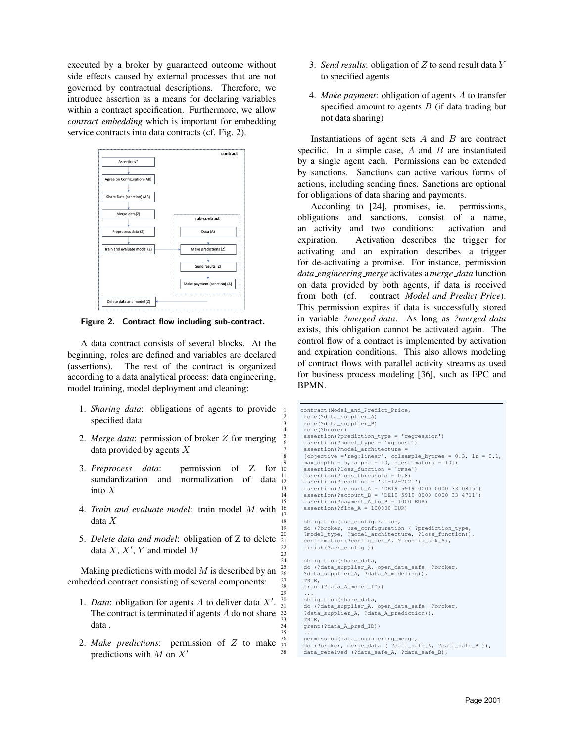executed by a broker by guaranteed outcome without side effects caused by external processes that are not governed by contractual descriptions. Therefore, we introduce assertion as a means for declaring variables within a contract specification. Furthermore, we allow *contract embedding* which is important for embedding service contracts into data contracts (cf. Fig. 2).

**Figure 2. Contract flow including sub-contract.**

A data contract consists of several blocks. At the beginning, roles are defined and variables are declared (assertions). The rest of the contract is organized according to a data analytical process: data engineering, model training, model deployment and cleaning:

1. *Sharing data*: obligations of agents to provide specified data
2. *Merge data*: permission of broker $Z$ for merging data provided by agents $X$
3. *Preprocess data*: permission of $Z$ for standardization and normalization of data into $X$
4. *Train and evaluate model*: train model $M$ with data $X$
5. *Delete data and model*: obligation of Z to delete data $X$, $X'$, $Y$ and model $M$

Making predictions with model $M$ is described by an embedded contract consisting of several components:

1. *Data*: obligation for agents $A$ to deliver data $X'$. The contract is terminated if agents $A$ do not share data .
2. *Make predictions*: permission of $Z$ to make predictions with $M$ on $X'$
3. *Send results*: obligation of $Z$ to send result data $Y$ to specified agents
4. *Make payment*: obligation of agents $A$ to transfer specified amount to agents $B$ (if data trading but not data sharing)

Instantiations of agent sets $A$ and $B$ are contract specific. In a simple case, $A$ and $B$ are instantiated by a single agent each. Permissions can be extended by sanctions. Sanctions can active various forms of actions, including sending fines. Sanctions are optional for obligations of data sharing and payments.

According to [24], promises, ie. permissions, obligations and sanctions, consist of a name, an activity and two conditions: activation and expiration. Activation describes the trigger for activating and an expiration describes a trigger for de-activating a promise. For instance, permission *data_engineering_merge* activates a *merge_data* function on data provided by both agents, if data is received from both (cf. contract *Model_and_Predict_Price*). This permission expires if data is successfully stored in variable *?merged_data*. As long as *?merged_data* exists, this obligation cannot be activated again. The control flow of a contract is implemented by activation and expiration conditions. This also allows modeling of contract flows with parallel activity streams as used for business process modeling [36], such as EPC and BPMN.

```
1  contract(Model_and_Predict_Price,
2   role(?data_supplier_A)
3   role(?data_supplier_B)
4   role(?broker)
5   assertion(?prediction_type = 'regression')
6   assertion(?model_type = 'xgboost')
7   assertion(?model_architecture =
8   [objective ='reg:linear', colsample_bytree = 0.3, lr = 0.1,
9   max_depth = 5, alpha = 10, n_estimators = 10])
10  assertion(?loss_function = 'rmse')
11  assertion(?loss_threshold = 0.8)
12  assertion(?deadline = '31-12-2021')
13  assertion(?account_A = 'DE19 5919 0000 0000 33 0815')
14  assertion(?account_B = 'DE19 5919 0000 0000 33 4711')
15  assertion(?payment_A_to_B = 1000 EUR)
16  assertion(?fine_A = 100000 EUR)
17
18  obligation(use_configuration,
19  do (?broker, use_configuration ( ?prediction_type,
20  ?model_type, ?model_architecture, ?loss_function)),
21  confirmation(?config_ack_A, ? config_ack_A),
22  finish(?ack_config ))
23
24  obligation(share_data,
25  do (?data_supplier_A, open_data_safe (?broker,
26  ?data_supplier_A, ?data_A_modeling)),
27  TRUE,
28  grant(?data_A_model_ID))
29  ...
30  obligation(share_data,
31  do (?data_supplier_A, open_data_safe (?broker,
32  ?data_supplier_A, ?data_A_prediction)),
33  TRUE,
34  grant(?data_A_pred_ID))
35  ...
36  permission(data_engineering_merge,
37  do (?broker, merge_data ( ?data_safe_A, ?data_safe_B )),
38  data_received (?data_safe_A, ?data_safe_B),
```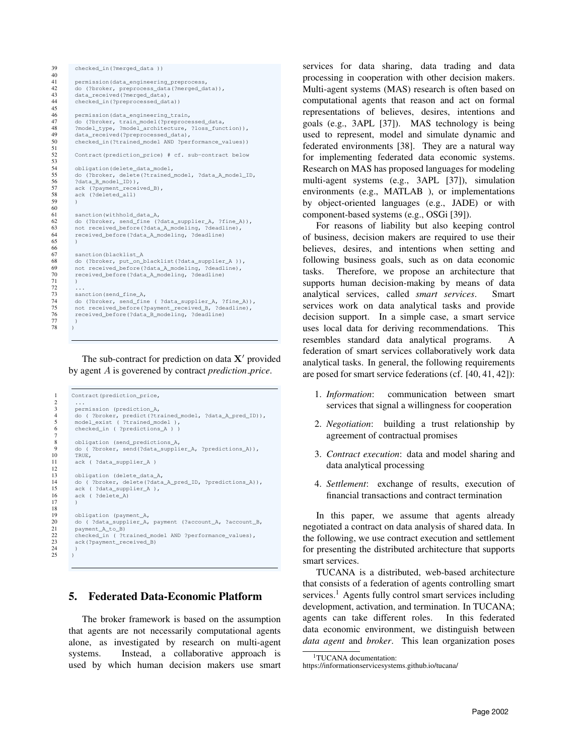```
39    checked_in(?merged_data ))
40
41    permission(data_engineering_preprocess,
42    do (?broker, preprocess_data(?merged_data)),
43    data_received(?merged_data),
44    checked_in(?preprocessed_data))
45
46    permission(data_engineering_train,
47    do (?broker, train_model(?preprocessed_data,
48    ?model_type, ?model_architecture, ?loss_function)),
49    data_received(?preprocessed_data),
50    checked_in(?trained_model AND ?performance_values))
51
52    Contract(prediction_price) # cf. sub-contract below
53
54    obligation(delete_data_model,
55    do (?broker, delete(?trained_model, ?data_A_model_ID,
56    ?data_B_model_ID)),
57    ack (?payment_received_B),
58    ack (?deleted_all)
59    )
60
61    sanction(withhold_data_A,
62    do (?broker, send_fine (?data_supplier_A, ?fine_A)),
63    not received_before(?data_A_modeling, ?deadline),
64    received_before(?data_A_modeling, ?deadline)
65    )
66
67    sanction(blacklist_A
68    do (?broker, put_on_blacklist(?data_supplier_A )),
69    not received_before(?data_A_modeling, ?deadline),
70    received_before(?data_A_modeling, ?deadline)
71    )
72    ...
73    sanction(send_fine_A,
74    do (?broker, send_fine ( ?data_supplier_A, ?fine_A)),
75    not received_before(?payment_received_B, ?deadline),
76    received_before(?data_B_modeling, ?deadline)
77    )
78  )
```

The sub-contract for prediction on data $\mathbf{X}'$ provided by agent $A$ is goverened by contract *prediction_price*.

```
1   Contract(prediction_price,
2    ...
3    permission (prediction_A,
4    do ( ?broker, predict(?trained_model, ?data_A_pred_ID)),
5    model_exist ( ?trained_model ),
6    checked_in ( ?predictions_A ) )
7
8    obligation (send_predictions_A,
9    do ( ?broker, send(?data_supplier_A, ?predictions_A)),
10   TRUE,
11   ack ( ?data_supplier_A )
12
13   obligation (delete_data_A,
14   do ( ?broker, delete(?data_A_pred_ID, ?predictions_A)),
15   ack ( ?data_supplier_A ),
16   ack ( ?delete_A)
17   )
18
19   obligation (payment_A,
20   do ( ?data_supplier_A, payment (?account_A, ?account_B,
21   payment_A_to_B)
22   checked_in ( ?trained_model AND ?performance_values),
23   ack(?payment_received_B)
24   )
25  )
```

## 5. Federated Data-Economic Platform

The broker framework is based on the assumption that agents are not necessarily computational agents alone, as investigated by research on multi-agent systems. Instead, a collaborative approach is used by which human decision makers use smart services for data sharing, data trading and data processing in cooperation with other decision makers. Multi-agent systems (MAS) research is often based on computational agents that reason and act on formal representations of believes, desires, intentions and goals (e.g., 3APL [37]). MAS technology is being used to represent, model and simulate dynamic and federated environments [38]. They are a natural way for implementing federated data economic systems. Research on MAS has proposed languages for modeling multi-agent systems (e.g., 3APL [37]), simulation environments (e.g., MATLAB ), or implementations by object-oriented languages (e.g., JADE) or with component-based systems (e.g., OSGi [39]).

For reasons of liability but also keeping control of business, decision makers are required to use their believes, desires, and intentions when setting and following business goals, such as on data economic tasks. Therefore, we propose an architecture that supports human decision-making by means of data analytical services, called *smart services*. Smart services work on data analytical tasks and provide decision support. In a simple case, a smart service uses local data for deriving recommendations. This resembles standard data analytical programs. A federation of smart services collaboratively work data analytical tasks. In general, the following requirements are posed for smart service federations (cf. [40, 41, 42]):

1. *Information*: communication between smart services that signal a willingness for cooperation
2. *Negotiation*: building a trust relationship by agreement of contractual promises
3. *Contract execution*: data and model sharing and data analytical processing
4. *Settlement*: exchange of results, execution of financial transactions and contract termination

In this paper, we assume that agents already negotiated a contract on data analysis of shared data. In the following, we use contract execution and settlement for presenting the distributed architecture that supports smart services.

TUCANA is a distributed, web-based architecture that consists of a federation of agents controlling smart services.[1] Agents fully control smart services including development, activation, and termination. In TUCANA; agents can take different roles. In this federated data economic environment, we distinguish between *data agent* and *broker*. This lean organization poses

[1] TUCANA documentation: https://informationservicesystems.github.io/tucana/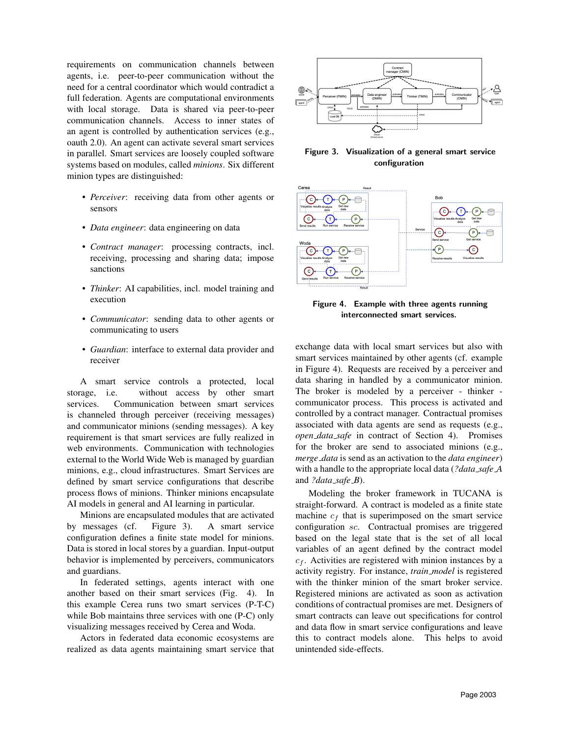requirements on communication channels between agents, i.e. peer-to-peer communication without the need for a central coordinator which would contradict a full federation. Agents are computational environments with local storage. Data is shared via peer-to-peer communication channels. Access to inner states of an agent is controlled by authentication services (e.g., oauth 2.0). An agent can activate several smart services in parallel. Smart services are loosely coupled software systems based on modules, called *minions*. Six different minion types are distinguished:

- *Perceiver*: receiving data from other agents or sensors
- *Data engineer*: data engineering on data
- *Contract manager*: processing contracts, incl. receiving, processing and sharing data; impose sanctions
- *Thinker*: AI capabilities, incl. model training and execution
- *Communicator*: sending data to other agents or communicating to users
- *Guardian*: interface to external data provider and receiver

A smart service controls a protected, local storage, i.e. without access by other smart services. Communication between smart services is channeled through perceiver (receiving messages) and communicator minions (sending messages). A key requirement is that smart services are fully realized in web environments. Communication with technologies external to the World Wide Web is managed by guardian minions, e.g., cloud infrastructures. Smart Services are defined by smart service configurations that describe process flows of minions. Thinker minions encapsulate AI models in general and AI learning in particular.

Minions are encapsulated modules that are activated by messages (cf. Figure 3). A smart service configuration defines a finite state model for minions. Data is stored in local stores by a guardian. Input-output behavior is implemented by perceivers, communicators and guardians.

In federated settings, agents interact with one another based on their smart services (Fig. 4). In this example Cerea runs two smart services (P-T-C) while Bob maintains three services with one (P-C) only visualizing messages received by Cerea and Woda.

Actors in federated data economic ecosystems are realized as data agents maintaining smart service that

**Figure 3. Visualization of a general smart service configuration**

**Figure 4. Example with three agents running interconnected smart services.**

exchange data with local smart services but also with smart services maintained by other agents (cf. example in Figure 4). Requests are received by a perceiver and data sharing in handled by a communicator minion. The broker is modeled by a perceiver - thinker - communicator process. This process is activated and controlled by a contract manager. Contractual promises associated with data agents are send as requests (e.g., *open_data_safe* in contract of Section 4). Promises for the broker are send to associated minions (e.g., *merge_data* is send as an activation to the *data engineer*) with a handle to the appropriate local data (*?data_safe_A* and *?data_safe_B*).

Modeling the broker framework in TUCANA is straight-forward. A contract is modeled as a finite state machine $c_f$ that is superimposed on the smart service configuration $sc$. Contractual promises are triggered based on the legal state that is the set of all local variables of an agent defined by the contract model $c_f$. Activities are registered with minion instances by a activity registry. For instance, *train_model* is registered with the thinker minion of the smart broker service. Registered minions are activated as soon as activation conditions of contractual promises are met. Designers of smart contracts can leave out specifications for control and data flow in smart service configurations and leave this to contract models alone. This helps to avoid unintended side-effects.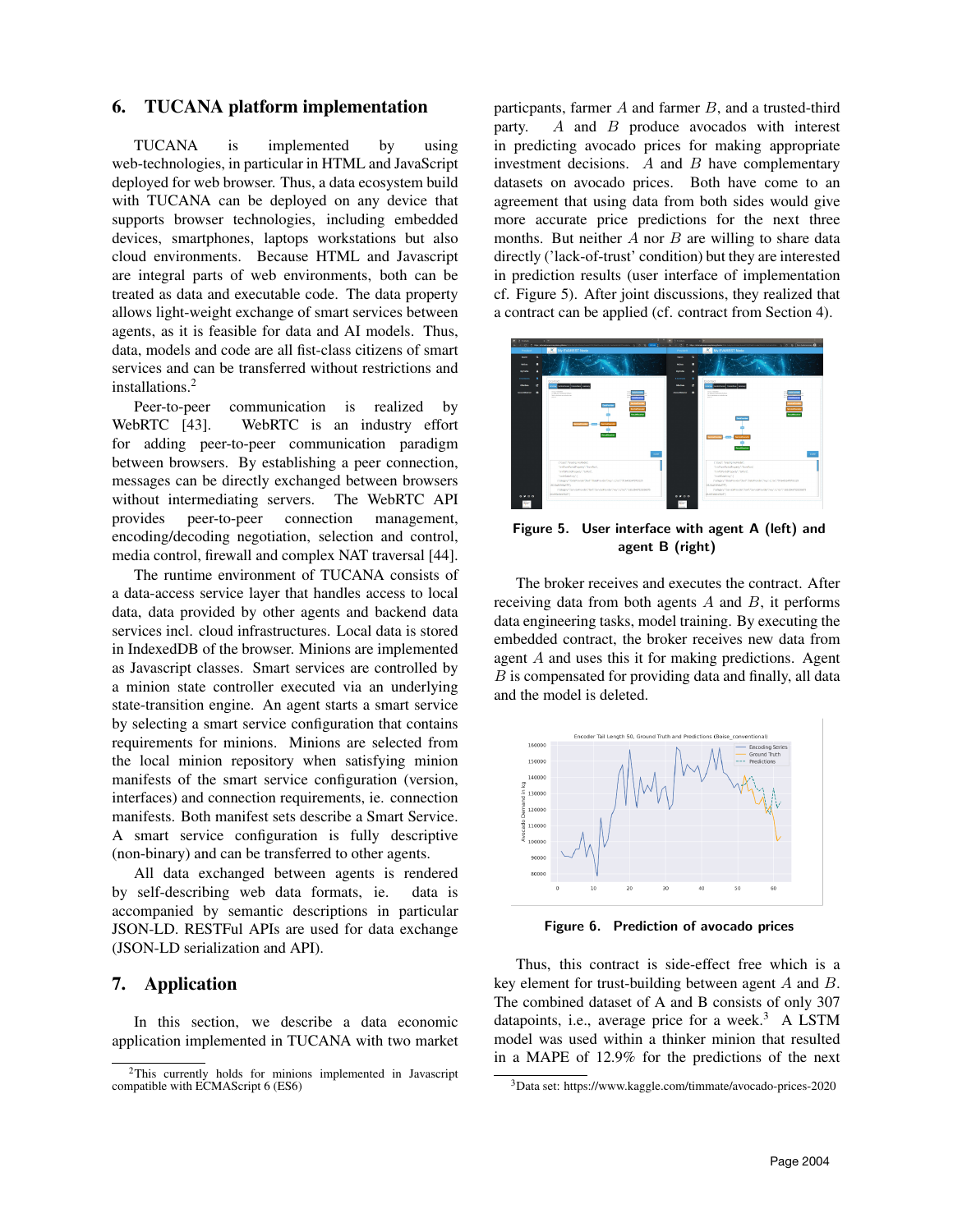## 6. TUCANA platform implementation

TUCANA is implemented by using web-technologies, in particular in HTML and JavaScript deployed for web browser. Thus, a data ecosystem build with TUCANA can be deployed on any device that supports browser technologies, including embedded devices, smartphones, laptops workstations but also cloud environments. Because HTML and Javascript are integral parts of web environments, both can be treated as data and executable code. The data property allows light-weight exchange of smart services between agents, as it is feasible for data and AI models. Thus, data, models and code are all fist-class citizens of smart services and can be transferred without restrictions and installations.[2]

Peer-to-peer communication is realized by WebRTC [43]. WebRTC is an industry effort for adding peer-to-peer communication paradigm between browsers. By establishing a peer connection, messages can be directly exchanged between browsers without intermediating servers. The WebRTC API provides peer-to-peer connection management, encoding/decoding negotiation, selection and control, media control, firewall and complex NAT traversal [44].

The runtime environment of TUCANA consists of a data-access service layer that handles access to local data, data provided by other agents and backend data services incl. cloud infrastructures. Local data is stored in IndexedDB of the browser. Minions are implemented as Javascript classes. Smart services are controlled by a minion state controller executed via an underlying state-transition engine. An agent starts a smart service by selecting a smart service configuration that contains requirements for minions. Minions are selected from the local minion repository when satisfying minion manifests of the smart service configuration (version, interfaces) and connection requirements, ie. connection manifests. Both manifest sets describe a Smart Service. A smart service configuration is fully descriptive (non-binary) and can be transferred to other agents.

All data exchanged between agents is rendered by self-describing web data formats, ie. data is accompanied by semantic descriptions in particular JSON-LD. RESTFul APIs are used for data exchange (JSON-LD serialization and API).

## 7. Application

In this section, we describe a data economic application implemented in TUCANA with two market particpants, farmer $A$ and farmer $B$, and a trusted-third party. $A$ and $B$ produce avocados with interest in predicting avocado prices for making appropriate investment decisions. $A$ and $B$ have complementary datasets on avocado prices. Both have come to an agreement that using data from both sides would give more accurate price predictions for the next three months. But neither $A$ nor $B$ are willing to share data directly ('lack-of-trust' condition) but they are interested in prediction results (user interface of implementation cf. Figure 5). After joint discussions, they realized that a contract can be applied (cf. contract from Section 4).

**Figure 5. User interface with agent A (left) and agent B (right)**

The broker receives and executes the contract. After receiving data from both agents $A$ and $B$, it performs data engineering tasks, model training. By executing the embedded contract, the broker receives new data from agent $A$ and uses this it for making predictions. Agent $B$ is compensated for providing data and finally, all data and the model is deleted.

**Figure 6. Prediction of avocado prices**

Thus, this contract is side-effect free which is a key element for trust-building between agent $A$ and $B$. The combined dataset of A and B consists of only 307 datapoints, i.e., average price for a week.[3] A LSTM model was used within a thinker minion that resulted in a MAPE of 12.9% for the predictions of the next

[2] This currently holds for minions implemented in Javascript compatible with ECMAScript 6 (ES6)

[3] Data set: https://www.kaggle.com/timmate/avocado-prices-2020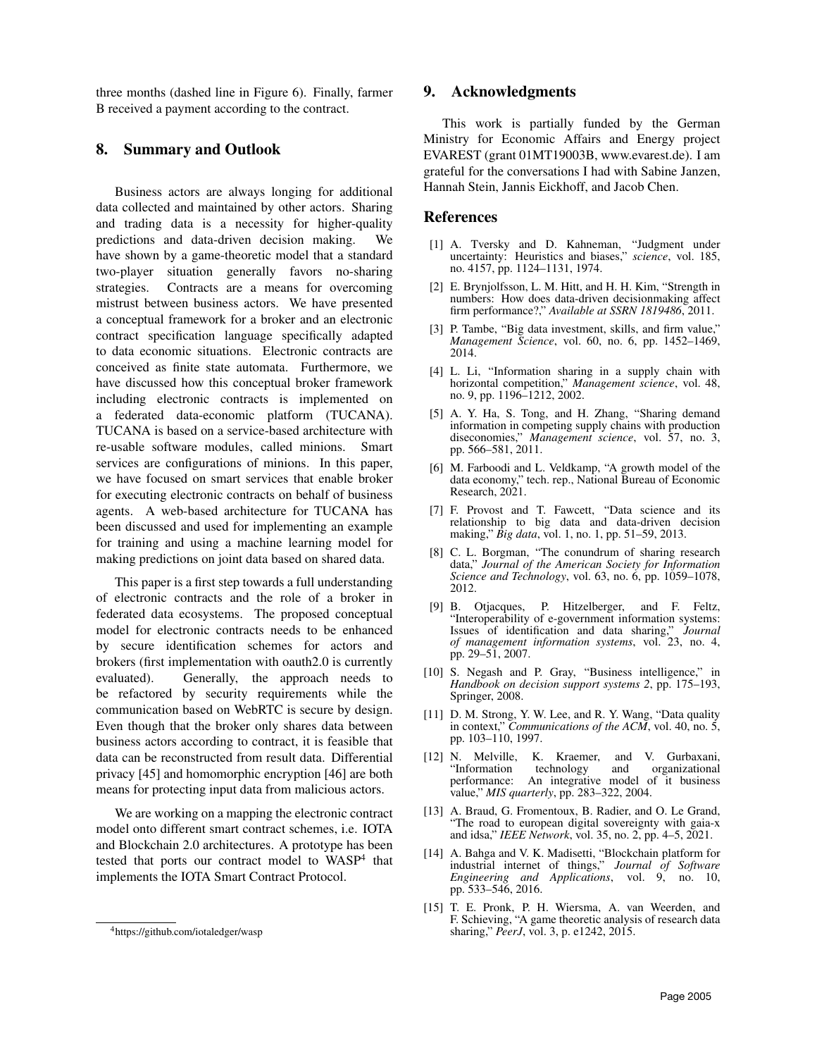three months (dashed line in Figure 6). Finally, farmer B received a payment according to the contract.

## 8. Summary and Outlook

Business actors are always longing for additional data collected and maintained by other actors. Sharing and trading data is a necessity for higher-quality predictions and data-driven decision making. We have shown by a game-theoretic model that a standard two-player situation generally favors no-sharing strategies. Contracts are a means for overcoming mistrust between business actors. We have presented a conceptual framework for a broker and an electronic contract specification language specifically adapted to data economic situations. Electronic contracts are conceived as finite state automata. Furthermore, we have discussed how this conceptual broker framework including electronic contracts is implemented on a federated data-economic platform (TUCANA). TUCANA is based on a service-based architecture with re-usable software modules, called minions. Smart services are configurations of minions. In this paper, we have focused on smart services that enable broker for executing electronic contracts on behalf of business agents. A web-based architecture for TUCANA has been discussed and used for implementing an example for training and using a machine learning model for making predictions on joint data based on shared data.

This paper is a first step towards a full understanding of electronic contracts and the role of a broker in federated data ecosystems. The proposed conceptual model for electronic contracts needs to be enhanced by secure identification schemes for actors and brokers (first implementation with oauth2.0 is currently evaluated). Generally, the approach needs to be refactored by security requirements while the communication based on WebRTC is secure by design. Even though that the broker only shares data between business actors according to contract, it is feasible that data can be reconstructed from result data. Differential privacy [45] and homomorphic encryption [46] are both means for protecting input data from malicious actors.

We are working on a mapping the electronic contract model onto different smart contract schemes, i.e. IOTA and Blockchain 2.0 architectures. A prototype has been tested that ports our contract model to WASP[4] that implements the IOTA Smart Contract Protocol.

[4] https://github.com/iotaledger/wasp

## 9. Acknowledgments

This work is partially funded by the German Ministry for Economic Affairs and Energy project EVAREST (grant 01MT19003B, www.evarest.de). I am grateful for the conversations I had with Sabine Janzen, Hannah Stein, Jannis Eickhoff, and Jacob Chen.

## References

[1] A. Tversky and D. Kahneman, "Judgment under uncertainty: Heuristics and biases," *science*, vol. 185, no. 4157, pp. 1124–1131, 1974.

[2] E. Brynjolfsson, L. M. Hitt, and H. H. Kim, "Strength in numbers: How does data-driven decisionmaking affect firm performance?," *Available at SSRN 1819486*, 2011.

[3] P. Tambe, "Big data investment, skills, and firm value," *Management Science*, vol. 60, no. 6, pp. 1452–1469, 2014.

[4] L. Li, "Information sharing in a supply chain with horizontal competition," *Management science*, vol. 48, no. 9, pp. 1196–1212, 2002.

[5] A. Y. Ha, S. Tong, and H. Zhang, "Sharing demand information in competing supply chains with production diseconomies," *Management science*, vol. 57, no. 3, pp. 566–581, 2011.

[6] M. Farboodi and L. Veldkamp, "A growth model of the data economy," tech. rep., National Bureau of Economic Research, 2021.

[7] F. Provost and T. Fawcett, "Data science and its relationship to big data and data-driven decision making," *Big data*, vol. 1, no. 1, pp. 51–59, 2013.

[8] C. L. Borgman, "The conundrum of sharing research data," *Journal of the American Society for Information Science and Technology*, vol. 63, no. 6, pp. 1059–1078, 2012.

[9] B. Otjacques, P. Hitzelberger, and F. Feltz, "Interoperability of e-government information systems: Issues of identification and data sharing," *Journal of management information systems*, vol. 23, no. 4, pp. 29–51, 2007.

[10] S. Negash and P. Gray, "Business intelligence," in *Handbook on decision support systems 2*, pp. 175–193, Springer, 2008.

[11] D. M. Strong, Y. W. Lee, and R. Y. Wang, "Data quality in context," *Communications of the ACM*, vol. 40, no. 5, pp. 103–110, 1997.

[12] N. Melville, K. Kraemer, and V. Gurbaxani, "Information technology and organizational performance: An integrative model of it business value," *MIS quarterly*, pp. 283–322, 2004.

[13] A. Braud, G. Fromentoux, B. Radier, and O. Le Grand, "The road to european digital sovereignty with gaia-x and idsa," *IEEE Network*, vol. 35, no. 2, pp. 4–5, 2021.

[14] A. Bahga and V. K. Madisetti, "Blockchain platform for industrial internet of things," *Journal of Software Engineering and Applications*, vol. 9, no. 10, pp. 533–546, 2016.

[15] T. E. Pronk, P. H. Wiersma, A. van Weerden, and F. Schieving, "A game theoretic analysis of research data sharing," *PeerJ*, vol. 3, p. e1242, 2015.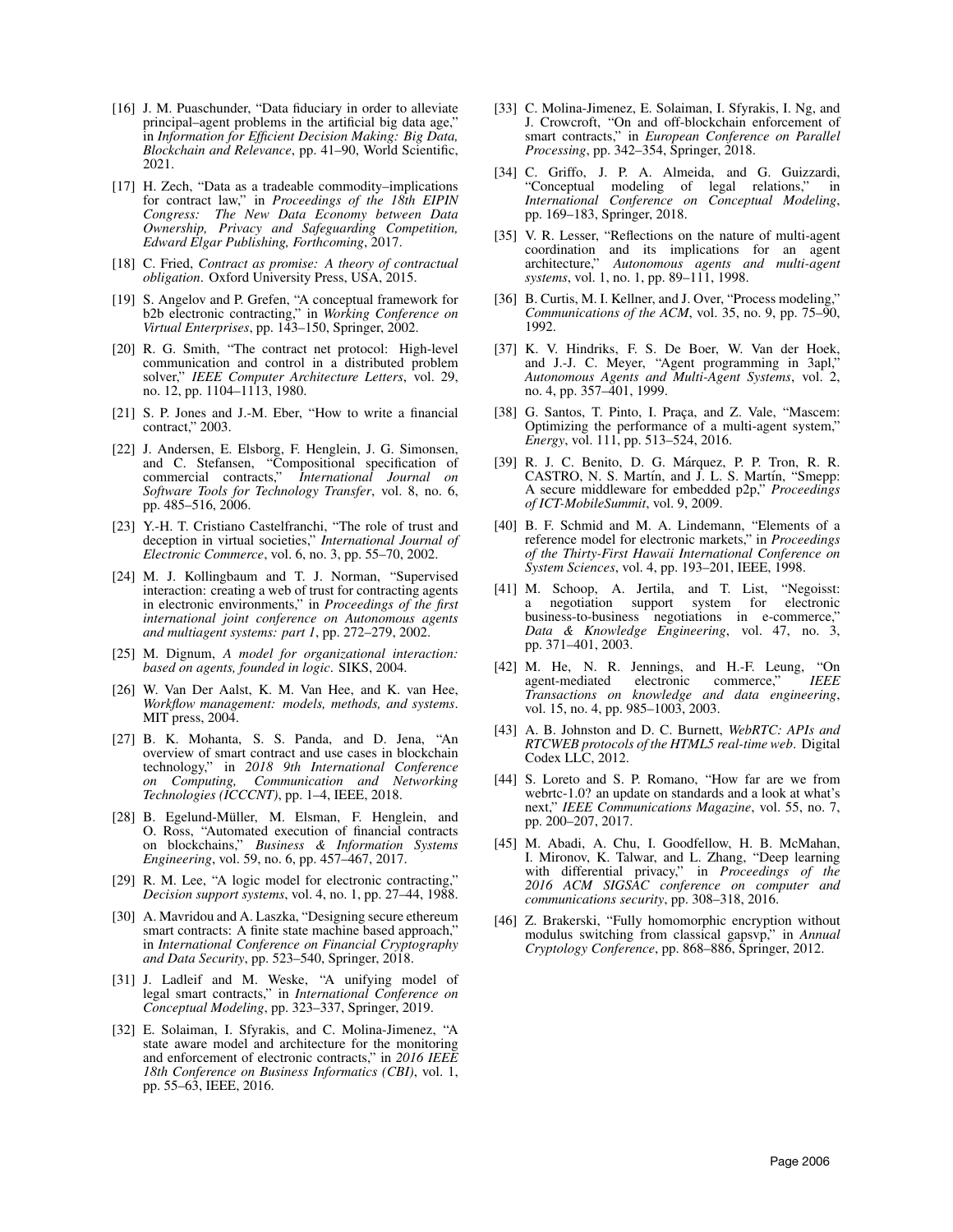[16] J. M. Puaschunder, "Data fiduciary in order to alleviate principal–agent problems in the artificial big data age," in *Information for Efficient Decision Making: Big Data, Blockchain and Relevance*, pp. 41–90, World Scientific, 2021.

[17] H. Zech, "Data as a tradeable commodity–implications for contract law," in *Proceedings of the 18th EIPIN Congress: The New Data Economy between Data Ownership, Privacy and Safeguarding Competition, Edward Elgar Publishing, Forthcoming*, 2017.

[18] C. Fried, *Contract as promise: A theory of contractual obligation*. Oxford University Press, USA, 2015.

[19] S. Angelov and P. Grefen, "A conceptual framework for b2b electronic contracting," in *Working Conference on Virtual Enterprises*, pp. 143–150, Springer, 2002.

[20] R. G. Smith, "The contract net protocol: High-level communication and control in a distributed problem solver," *IEEE Computer Architecture Letters*, vol. 29, no. 12, pp. 1104–1113, 1980.

[21] S. P. Jones and J.-M. Eber, "How to write a financial contract," 2003.

[22] J. Andersen, E. Elsborg, F. Henglein, J. G. Simonsen, and C. Stefansen, "Compositional specification of commercial contracts," *International Journal on Software Tools for Technology Transfer*, vol. 8, no. 6, pp. 485–516, 2006.

[23] Y.-H. T. Cristiano Castelfranchi, "The role of trust and deception in virtual societies," *International Journal of Electronic Commerce*, vol. 6, no. 3, pp. 55–70, 2002.

[24] M. J. Kollingbaum and T. J. Norman, "Supervised interaction: creating a web of trust for contracting agents in electronic environments," in *Proceedings of the first international joint conference on Autonomous agents and multiagent systems: part 1*, pp. 272–279, 2002.

[25] M. Dignum, *A model for organizational interaction: based on agents, founded in logic*. SIKS, 2004.

[26] W. Van Der Aalst, K. M. Van Hee, and K. van Hee, *Workflow management: models, methods, and systems*. MIT press, 2004.

[27] B. K. Mohanta, S. S. Panda, and D. Jena, "An overview of smart contract and use cases in blockchain technology," in *2018 9th International Conference on Computing, Communication and Networking Technologies (ICCCNT)*, pp. 1–4, IEEE, 2018.

[28] B. Egelund-Müller, M. Elsman, F. Henglein, and O. Ross, "Automated execution of financial contracts on blockchains," *Business & Information Systems Engineering*, vol. 59, no. 6, pp. 457–467, 2017.

[29] R. M. Lee, "A logic model for electronic contracting," *Decision support systems*, vol. 4, no. 1, pp. 27–44, 1988.

[30] A. Mavridou and A. Laszka, "Designing secure ethereum smart contracts: A finite state machine based approach," in *International Conference on Financial Cryptography and Data Security*, pp. 523–540, Springer, 2018.

[31] J. Ladleif and M. Weske, "A unifying model of legal smart contracts," in *International Conference on Conceptual Modeling*, pp. 323–337, Springer, 2019.

[32] E. Solaiman, I. Sfyrakis, and C. Molina-Jimenez, "A state aware model and architecture for the monitoring and enforcement of electronic contracts," in *2016 IEEE 18th Conference on Business Informatics (CBI)*, vol. 1, pp. 55–63, IEEE, 2016.

[33] C. Molina-Jimenez, E. Solaiman, I. Sfyrakis, I. Ng, and J. Crowcroft, "On and off-blockchain enforcement of smart contracts," in *European Conference on Parallel Processing*, pp. 342–354, Springer, 2018.

[34] C. Griffo, J. P. A. Almeida, and G. Guizzardi, "Conceptual modeling of legal relations," in *International Conference on Conceptual Modeling*, pp. 169–183, Springer, 2018.

[35] V. R. Lesser, "Reflections on the nature of multi-agent coordination and its implications for an agent architecture," *Autonomous agents and multi-agent systems*, vol. 1, no. 1, pp. 89–111, 1998.

[36] B. Curtis, M. I. Kellner, and J. Over, "Process modeling," *Communications of the ACM*, vol. 35, no. 9, pp. 75–90, 1992.

[37] K. V. Hindriks, F. S. De Boer, W. Van der Hoek, and J.-J. C. Meyer, "Agent programming in 3apl," *Autonomous Agents and Multi-Agent Systems*, vol. 2, no. 4, pp. 357–401, 1999.

[38] G. Santos, T. Pinto, I. Praça, and Z. Vale, "Mascem: Optimizing the performance of a multi-agent system," *Energy*, vol. 111, pp. 513–524, 2016.

[39] R. J. C. Benito, D. G. Márquez, P. P. Tron, R. R. CASTRO, N. S. Martín, and J. L. S. Martín, "Smepp: A secure middleware for embedded p2p," *Proceedings of ICT-MobileSummit*, vol. 9, 2009.

[40] B. F. Schmid and M. A. Lindemann, "Elements of a reference model for electronic markets," in *Proceedings of the Thirty-First Hawaii International Conference on System Sciences*, vol. 4, pp. 193–201, IEEE, 1998.

[41] M. Schoop, A. Jertila, and T. List, "Negoisst: a negotiation support system for electronic business-to-business negotiations in e-commerce," *Data & Knowledge Engineering*, vol. 47, no. 3, pp. 371–401, 2003.

[42] M. He, N. R. Jennings, and H.-F. Leung, "On agent-mediated electronic commerce," *IEEE Transactions on knowledge and data engineering*, vol. 15, no. 4, pp. 985–1003, 2003.

[43] A. B. Johnston and D. C. Burnett, *WebRTC: APIs and RTCWEB protocols of the HTML5 real-time web*. Digital Codex LLC, 2012.

[44] S. Loreto and S. P. Romano, "How far are we from webrtc-1.0? an update on standards and a look at what's next," *IEEE Communications Magazine*, vol. 55, no. 7, pp. 200–207, 2017.

[45] M. Abadi, A. Chu, I. Goodfellow, H. B. McMahan, I. Mironov, K. Talwar, and L. Zhang, "Deep learning with differential privacy," in *Proceedings of the 2016 ACM SIGSAC conference on computer and communications security*, pp. 308–318, 2016.

[46] Z. Brakerski, "Fully homomorphic encryption without modulus switching from classical gapsvp," in *Annual Cryptology Conference*, pp. 868–886, Springer, 2012.